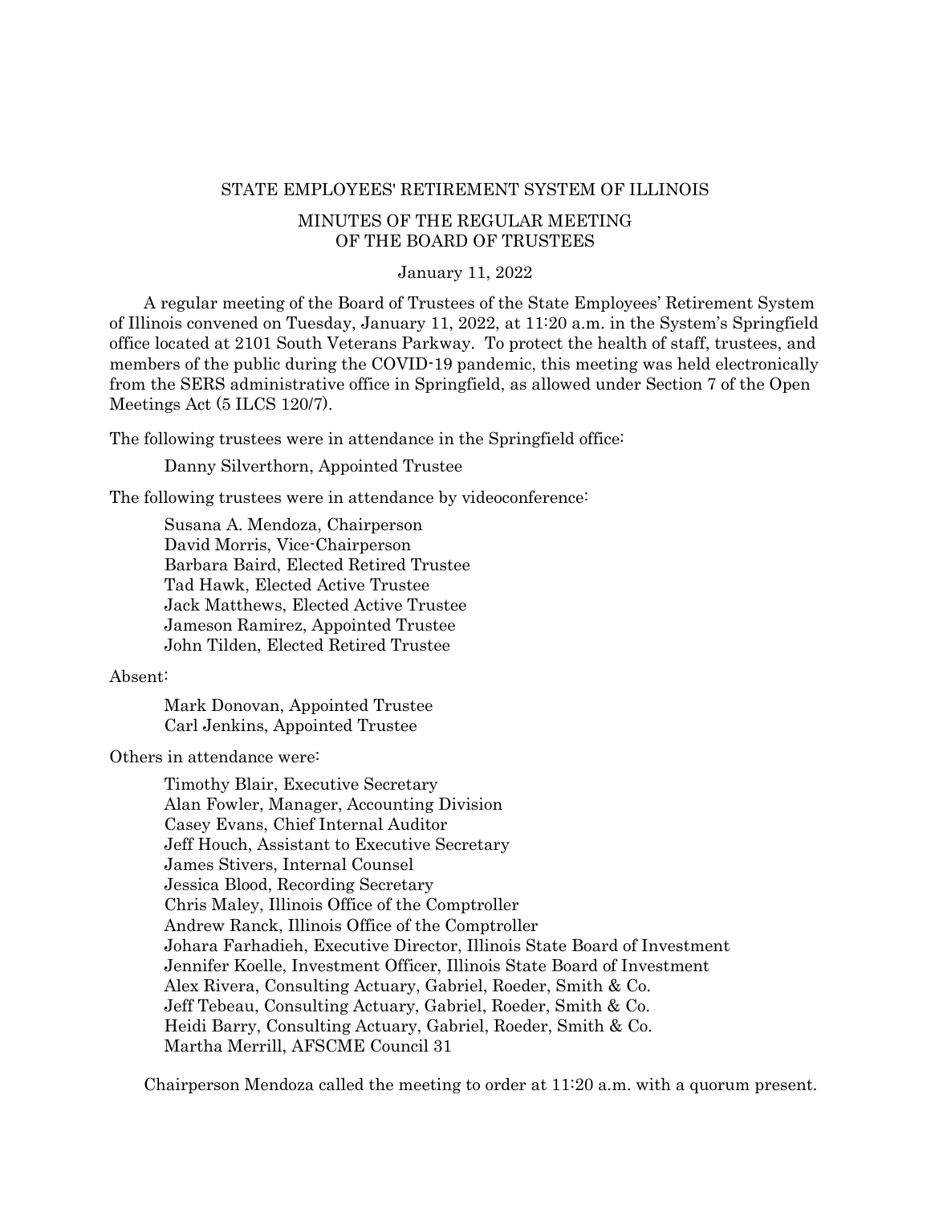# STATE EMPLOYEES' RETIREMENT SYSTEM OF ILLINOIS

## MINUTES OF THE REGULAR MEETING OF THE BOARD OF TRUSTEES

January 11, 2022

A regular meeting of the Board of Trustees of the State Employees' Retirement System of Illinois convened on Tuesday, January 11, 2022, at 11:20 a.m. in the System's Springfield office located at 2101 South Veterans Parkway. To protect the health of staff, trustees, and members of the public during the COVID-19 pandemic, this meeting was held electronically from the SERS administrative office in Springfield, as allowed under Section 7 of the Open Meetings Act (5 ILCS 120/7).

The following trustees were in attendance in the Springfield office:

Danny Silverthorn, Appointed Trustee

The following trustees were in attendance by videoconference:

Susana A. Mendoza, Chairperson
David Morris, Vice-Chairperson
Barbara Baird, Elected Retired Trustee
Tad Hawk, Elected Active Trustee
Jack Matthews, Elected Active Trustee
Jameson Ramirez, Appointed Trustee
John Tilden, Elected Retired Trustee

Absent:

Mark Donovan, Appointed Trustee
Carl Jenkins, Appointed Trustee

Others in attendance were:

Timothy Blair, Executive Secretary
Alan Fowler, Manager, Accounting Division
Casey Evans, Chief Internal Auditor
Jeff Houch, Assistant to Executive Secretary
James Stivers, Internal Counsel
Jessica Blood, Recording Secretary
Chris Maley, Illinois Office of the Comptroller
Andrew Ranck, Illinois Office of the Comptroller
Johara Farhadieh, Executive Director, Illinois State Board of Investment
Jennifer Koelle, Investment Officer, Illinois State Board of Investment
Alex Rivera, Consulting Actuary, Gabriel, Roeder, Smith & Co.
Jeff Tebeau, Consulting Actuary, Gabriel, Roeder, Smith & Co.
Heidi Barry, Consulting Actuary, Gabriel, Roeder, Smith & Co.
Martha Merrill, AFSCME Council 31

Chairperson Mendoza called the meeting to order at 11:20 a.m. with a quorum present.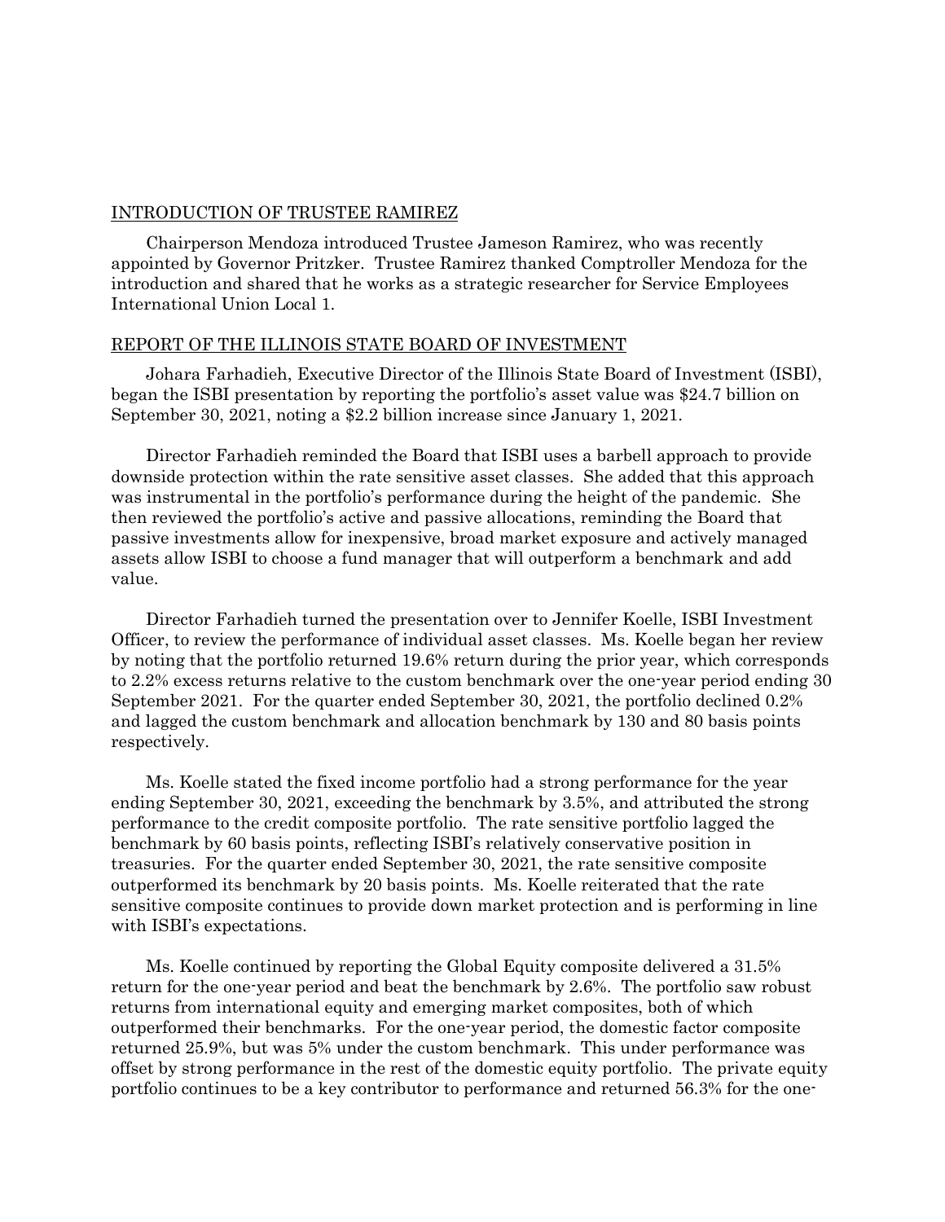## INTRODUCTION OF TRUSTEE RAMIREZ

Chairperson Mendoza introduced Trustee Jameson Ramirez, who was recently appointed by Governor Pritzker. Trustee Ramirez thanked Comptroller Mendoza for the introduction and shared that he works as a strategic researcher for Service Employees International Union Local 1.

## REPORT OF THE ILLINOIS STATE BOARD OF INVESTMENT

Johara Farhadieh, Executive Director of the Illinois State Board of Investment (ISBI), began the ISBI presentation by reporting the portfolio's asset value was $24.7 billion on September 30, 2021, noting a $2.2 billion increase since January 1, 2021.

Director Farhadieh reminded the Board that ISBI uses a barbell approach to provide downside protection within the rate sensitive asset classes. She added that this approach was instrumental in the portfolio's performance during the height of the pandemic. She then reviewed the portfolio's active and passive allocations, reminding the Board that passive investments allow for inexpensive, broad market exposure and actively managed assets allow ISBI to choose a fund manager that will outperform a benchmark and add value.

Director Farhadieh turned the presentation over to Jennifer Koelle, ISBI Investment Officer, to review the performance of individual asset classes. Ms. Koelle began her review by noting that the portfolio returned 19.6% return during the prior year, which corresponds to 2.2% excess returns relative to the custom benchmark over the one-year period ending 30 September 2021. For the quarter ended September 30, 2021, the portfolio declined 0.2% and lagged the custom benchmark and allocation benchmark by 130 and 80 basis points respectively.

Ms. Koelle stated the fixed income portfolio had a strong performance for the year ending September 30, 2021, exceeding the benchmark by 3.5%, and attributed the strong performance to the credit composite portfolio. The rate sensitive portfolio lagged the benchmark by 60 basis points, reflecting ISBI's relatively conservative position in treasuries. For the quarter ended September 30, 2021, the rate sensitive composite outperformed its benchmark by 20 basis points. Ms. Koelle reiterated that the rate sensitive composite continues to provide down market protection and is performing in line with ISBI's expectations.

Ms. Koelle continued by reporting the Global Equity composite delivered a 31.5% return for the one-year period and beat the benchmark by 2.6%. The portfolio saw robust returns from international equity and emerging market composites, both of which outperformed their benchmarks. For the one-year period, the domestic factor composite returned 25.9%, but was 5% under the custom benchmark. This under performance was offset by strong performance in the rest of the domestic equity portfolio. The private equity portfolio continues to be a key contributor to performance and returned 56.3% for the one-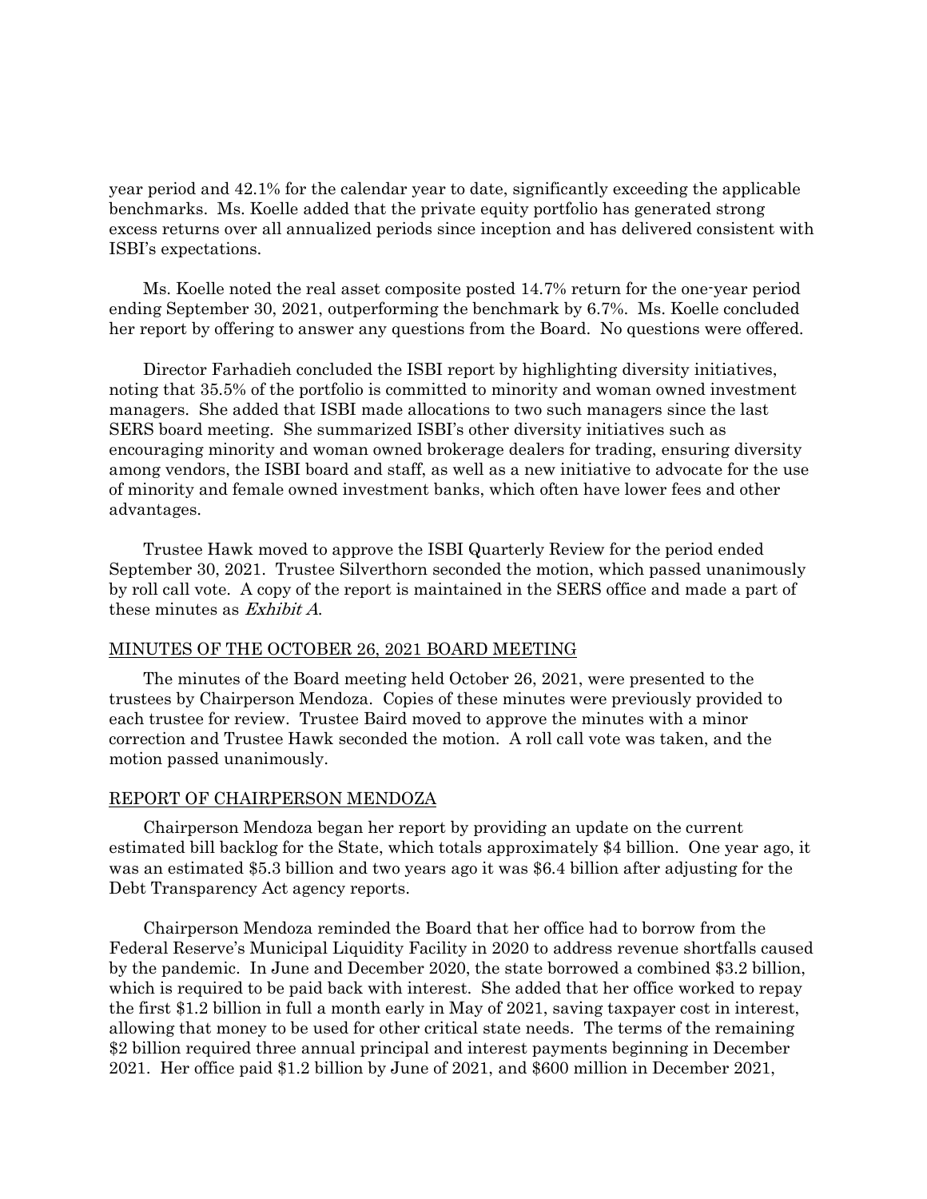year period and 42.1% for the calendar year to date, significantly exceeding the applicable benchmarks. Ms. Koelle added that the private equity portfolio has generated strong excess returns over all annualized periods since inception and has delivered consistent with ISBI's expectations.

Ms. Koelle noted the real asset composite posted 14.7% return for the one-year period ending September 30, 2021, outperforming the benchmark by 6.7%. Ms. Koelle concluded her report by offering to answer any questions from the Board. No questions were offered.

Director Farhadieh concluded the ISBI report by highlighting diversity initiatives, noting that 35.5% of the portfolio is committed to minority and woman owned investment managers. She added that ISBI made allocations to two such managers since the last SERS board meeting. She summarized ISBI's other diversity initiatives such as encouraging minority and woman owned brokerage dealers for trading, ensuring diversity among vendors, the ISBI board and staff, as well as a new initiative to advocate for the use of minority and female owned investment banks, which often have lower fees and other advantages.

Trustee Hawk moved to approve the ISBI Quarterly Review for the period ended September 30, 2021. Trustee Silverthorn seconded the motion, which passed unanimously by roll call vote. A copy of the report is maintained in the SERS office and made a part of these minutes as *Exhibit A*.

## MINUTES OF THE OCTOBER 26, 2021 BOARD MEETING

The minutes of the Board meeting held October 26, 2021, were presented to the trustees by Chairperson Mendoza. Copies of these minutes were previously provided to each trustee for review. Trustee Baird moved to approve the minutes with a minor correction and Trustee Hawk seconded the motion. A roll call vote was taken, and the motion passed unanimously.

## REPORT OF CHAIRPERSON MENDOZA

Chairperson Mendoza began her report by providing an update on the current estimated bill backlog for the State, which totals approximately $4 billion. One year ago, it was an estimated $5.3 billion and two years ago it was $6.4 billion after adjusting for the Debt Transparency Act agency reports.

Chairperson Mendoza reminded the Board that her office had to borrow from the Federal Reserve's Municipal Liquidity Facility in 2020 to address revenue shortfalls caused by the pandemic. In June and December 2020, the state borrowed a combined $3.2 billion, which is required to be paid back with interest. She added that her office worked to repay the first $1.2 billion in full a month early in May of 2021, saving taxpayer cost in interest, allowing that money to be used for other critical state needs. The terms of the remaining $2 billion required three annual principal and interest payments beginning in December 2021. Her office paid $1.2 billion by June of 2021, and $600 million in December 2021,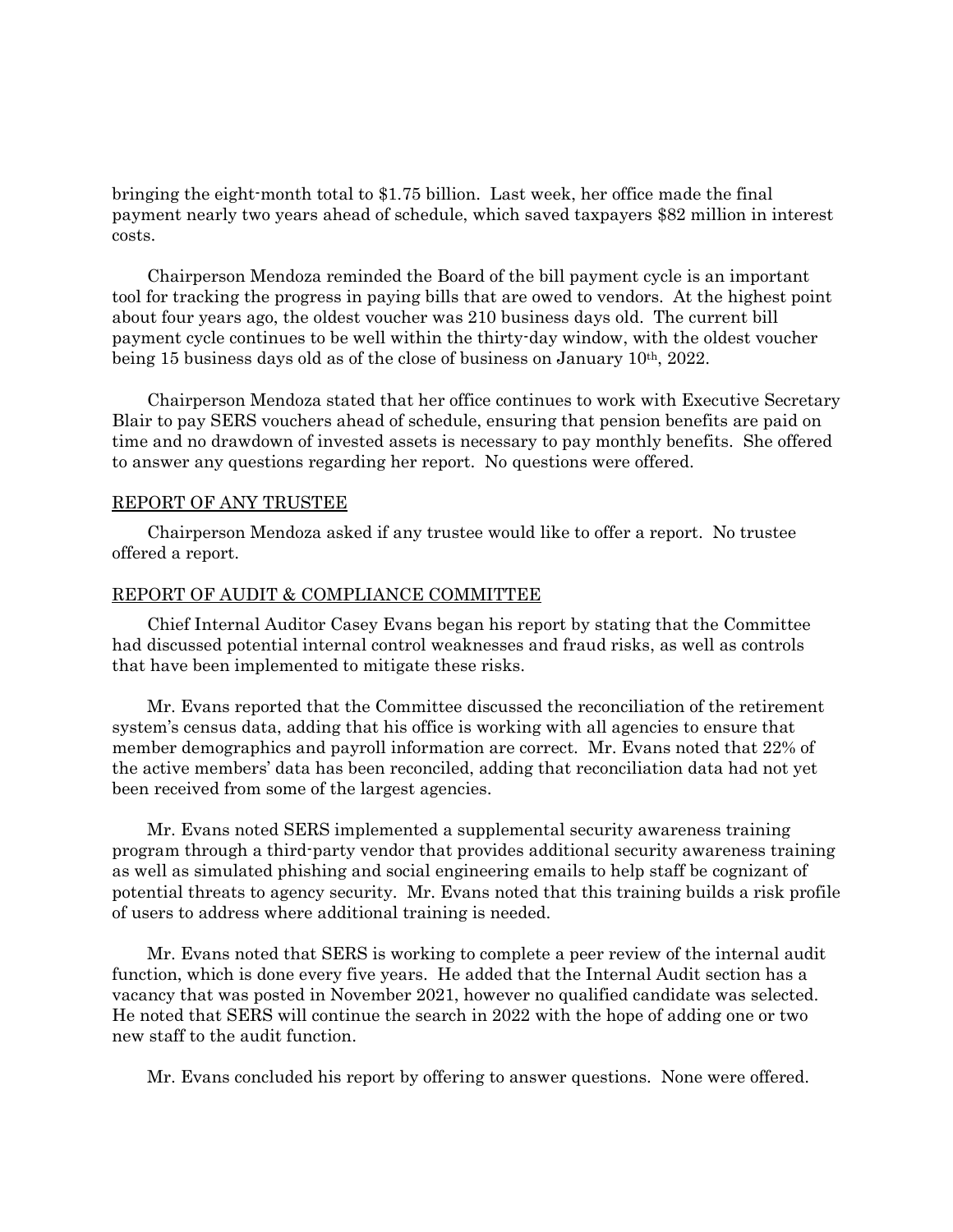bringing the eight-month total to $1.75 billion. Last week, her office made the final payment nearly two years ahead of schedule, which saved taxpayers $82 million in interest costs.

Chairperson Mendoza reminded the Board of the bill payment cycle is an important tool for tracking the progress in paying bills that are owed to vendors. At the highest point about four years ago, the oldest voucher was 210 business days old. The current bill payment cycle continues to be well within the thirty-day window, with the oldest voucher being 15 business days old as of the close of business on January 10th, 2022.

Chairperson Mendoza stated that her office continues to work with Executive Secretary Blair to pay SERS vouchers ahead of schedule, ensuring that pension benefits are paid on time and no drawdown of invested assets is necessary to pay monthly benefits. She offered to answer any questions regarding her report. No questions were offered.

## REPORT OF ANY TRUSTEE

Chairperson Mendoza asked if any trustee would like to offer a report. No trustee offered a report.

## REPORT OF AUDIT & COMPLIANCE COMMITTEE

Chief Internal Auditor Casey Evans began his report by stating that the Committee had discussed potential internal control weaknesses and fraud risks, as well as controls that have been implemented to mitigate these risks.

Mr. Evans reported that the Committee discussed the reconciliation of the retirement system's census data, adding that his office is working with all agencies to ensure that member demographics and payroll information are correct. Mr. Evans noted that 22% of the active members' data has been reconciled, adding that reconciliation data had not yet been received from some of the largest agencies.

Mr. Evans noted SERS implemented a supplemental security awareness training program through a third-party vendor that provides additional security awareness training as well as simulated phishing and social engineering emails to help staff be cognizant of potential threats to agency security. Mr. Evans noted that this training builds a risk profile of users to address where additional training is needed.

Mr. Evans noted that SERS is working to complete a peer review of the internal audit function, which is done every five years. He added that the Internal Audit section has a vacancy that was posted in November 2021, however no qualified candidate was selected. He noted that SERS will continue the search in 2022 with the hope of adding one or two new staff to the audit function.

Mr. Evans concluded his report by offering to answer questions. None were offered.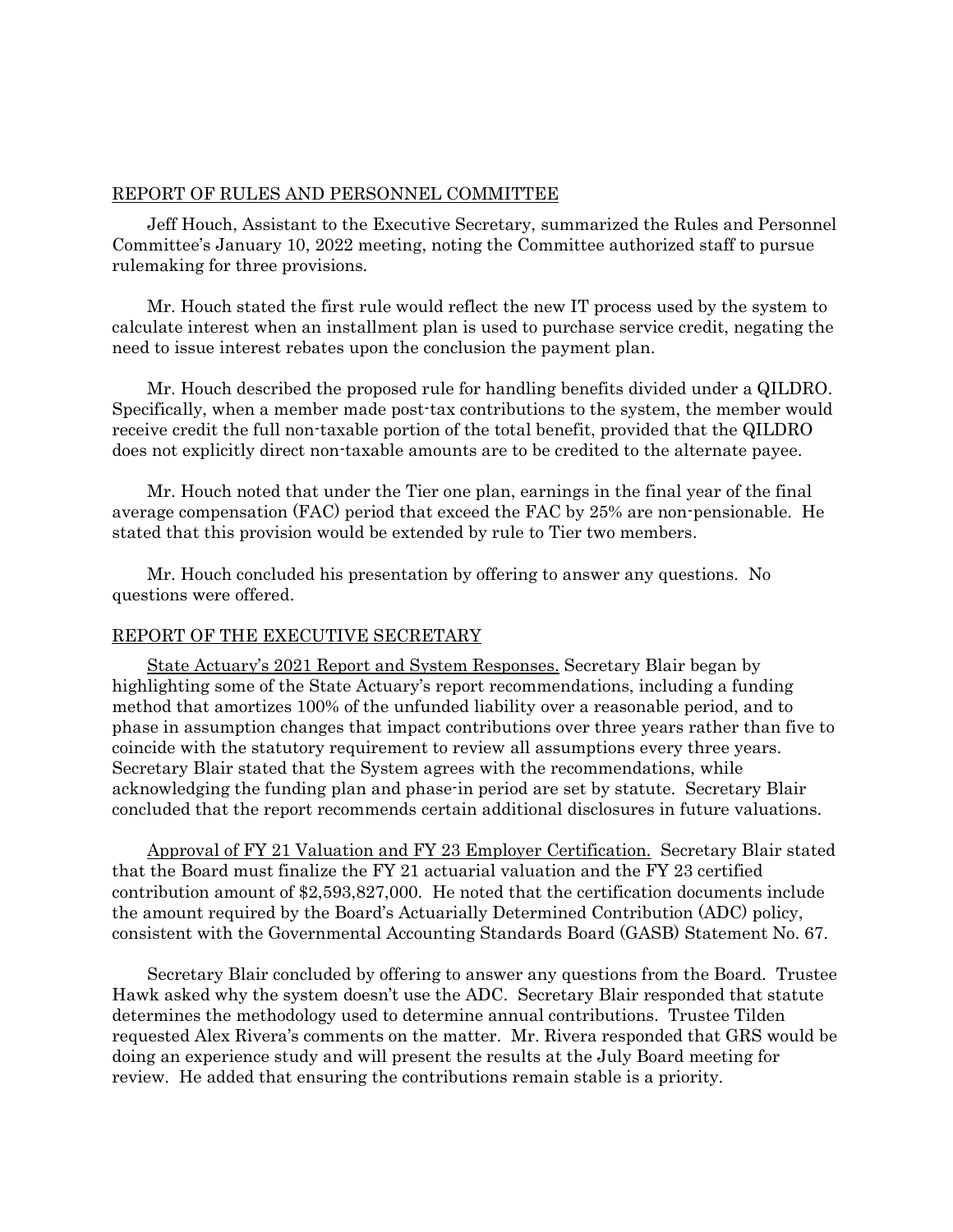## REPORT OF RULES AND PERSONNEL COMMITTEE

Jeff Houch, Assistant to the Executive Secretary, summarized the Rules and Personnel Committee's January 10, 2022 meeting, noting the Committee authorized staff to pursue rulemaking for three provisions.

Mr. Houch stated the first rule would reflect the new IT process used by the system to calculate interest when an installment plan is used to purchase service credit, negating the need to issue interest rebates upon the conclusion the payment plan.

Mr. Houch described the proposed rule for handling benefits divided under a QILDRO. Specifically, when a member made post-tax contributions to the system, the member would receive credit the full non-taxable portion of the total benefit, provided that the QILDRO does not explicitly direct non-taxable amounts are to be credited to the alternate payee.

Mr. Houch noted that under the Tier one plan, earnings in the final year of the final average compensation (FAC) period that exceed the FAC by 25% are non-pensionable. He stated that this provision would be extended by rule to Tier two members.

Mr. Houch concluded his presentation by offering to answer any questions. No questions were offered.

## REPORT OF THE EXECUTIVE SECRETARY

State Actuary's 2021 Report and System Responses. Secretary Blair began by highlighting some of the State Actuary's report recommendations, including a funding method that amortizes 100% of the unfunded liability over a reasonable period, and to phase in assumption changes that impact contributions over three years rather than five to coincide with the statutory requirement to review all assumptions every three years. Secretary Blair stated that the System agrees with the recommendations, while acknowledging the funding plan and phase-in period are set by statute. Secretary Blair concluded that the report recommends certain additional disclosures in future valuations.

Approval of FY 21 Valuation and FY 23 Employer Certification. Secretary Blair stated that the Board must finalize the FY 21 actuarial valuation and the FY 23 certified contribution amount of $2,593,827,000. He noted that the certification documents include the amount required by the Board's Actuarially Determined Contribution (ADC) policy, consistent with the Governmental Accounting Standards Board (GASB) Statement No. 67.

Secretary Blair concluded by offering to answer any questions from the Board. Trustee Hawk asked why the system doesn't use the ADC. Secretary Blair responded that statute determines the methodology used to determine annual contributions. Trustee Tilden requested Alex Rivera's comments on the matter. Mr. Rivera responded that GRS would be doing an experience study and will present the results at the July Board meeting for review. He added that ensuring the contributions remain stable is a priority.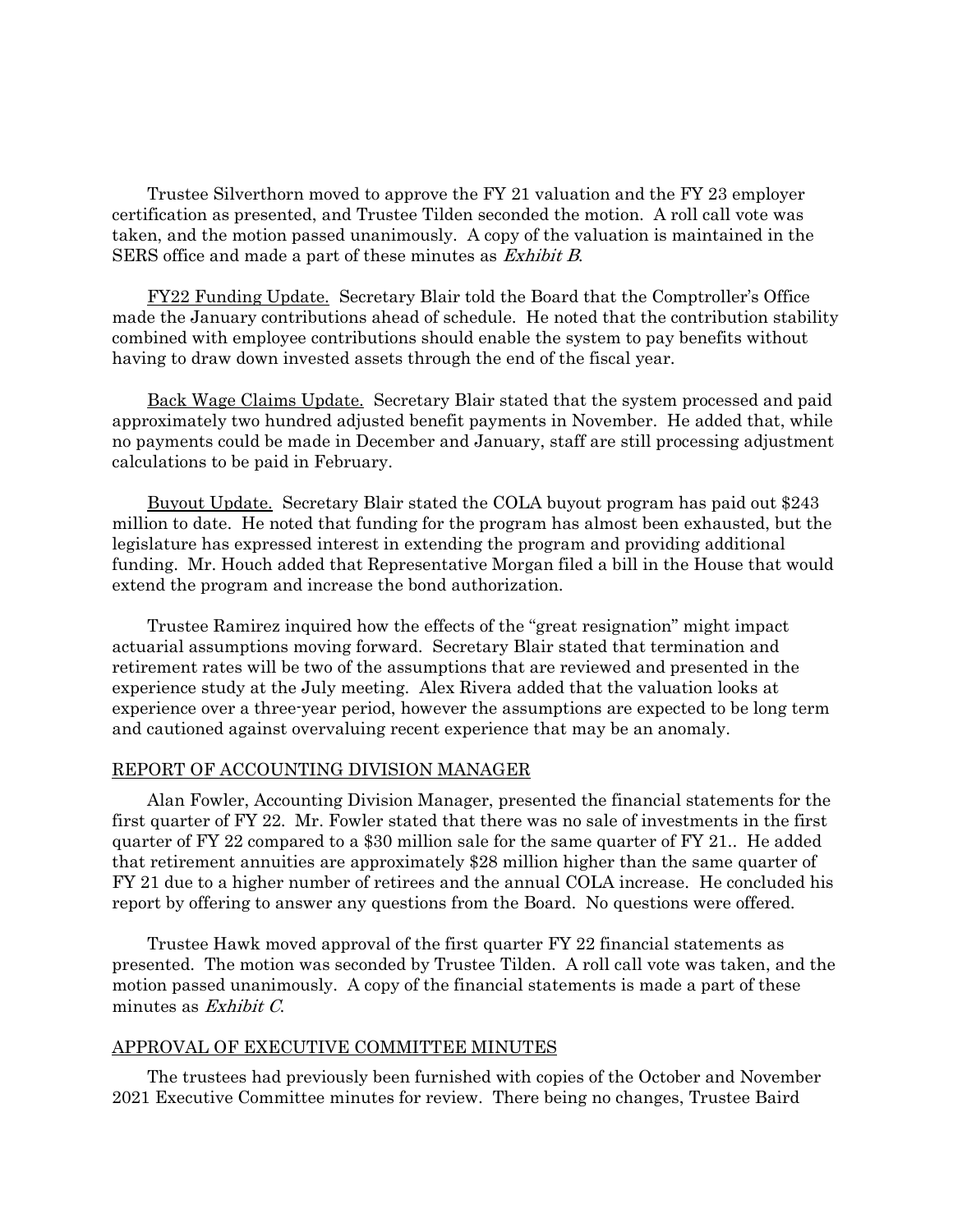Trustee Silverthorn moved to approve the FY 21 valuation and the FY 23 employer certification as presented, and Trustee Tilden seconded the motion. A roll call vote was taken, and the motion passed unanimously. A copy of the valuation is maintained in the SERS office and made a part of these minutes as *Exhibit B*.

FY22 Funding Update. Secretary Blair told the Board that the Comptroller's Office made the January contributions ahead of schedule. He noted that the contribution stability combined with employee contributions should enable the system to pay benefits without having to draw down invested assets through the end of the fiscal year.

Back Wage Claims Update. Secretary Blair stated that the system processed and paid approximately two hundred adjusted benefit payments in November. He added that, while no payments could be made in December and January, staff are still processing adjustment calculations to be paid in February.

Buyout Update. Secretary Blair stated the COLA buyout program has paid out $243 million to date. He noted that funding for the program has almost been exhausted, but the legislature has expressed interest in extending the program and providing additional funding. Mr. Houch added that Representative Morgan filed a bill in the House that would extend the program and increase the bond authorization.

Trustee Ramirez inquired how the effects of the "great resignation" might impact actuarial assumptions moving forward. Secretary Blair stated that termination and retirement rates will be two of the assumptions that are reviewed and presented in the experience study at the July meeting. Alex Rivera added that the valuation looks at experience over a three-year period, however the assumptions are expected to be long term and cautioned against overvaluing recent experience that may be an anomaly.

## REPORT OF ACCOUNTING DIVISION MANAGER

Alan Fowler, Accounting Division Manager, presented the financial statements for the first quarter of FY 22. Mr. Fowler stated that there was no sale of investments in the first quarter of FY 22 compared to a $30 million sale for the same quarter of FY 21.. He added that retirement annuities are approximately $28 million higher than the same quarter of FY 21 due to a higher number of retirees and the annual COLA increase. He concluded his report by offering to answer any questions from the Board. No questions were offered.

Trustee Hawk moved approval of the first quarter FY 22 financial statements as presented. The motion was seconded by Trustee Tilden. A roll call vote was taken, and the motion passed unanimously. A copy of the financial statements is made a part of these minutes as *Exhibit C*.

## APPROVAL OF EXECUTIVE COMMITTEE MINUTES

The trustees had previously been furnished with copies of the October and November 2021 Executive Committee minutes for review. There being no changes, Trustee Baird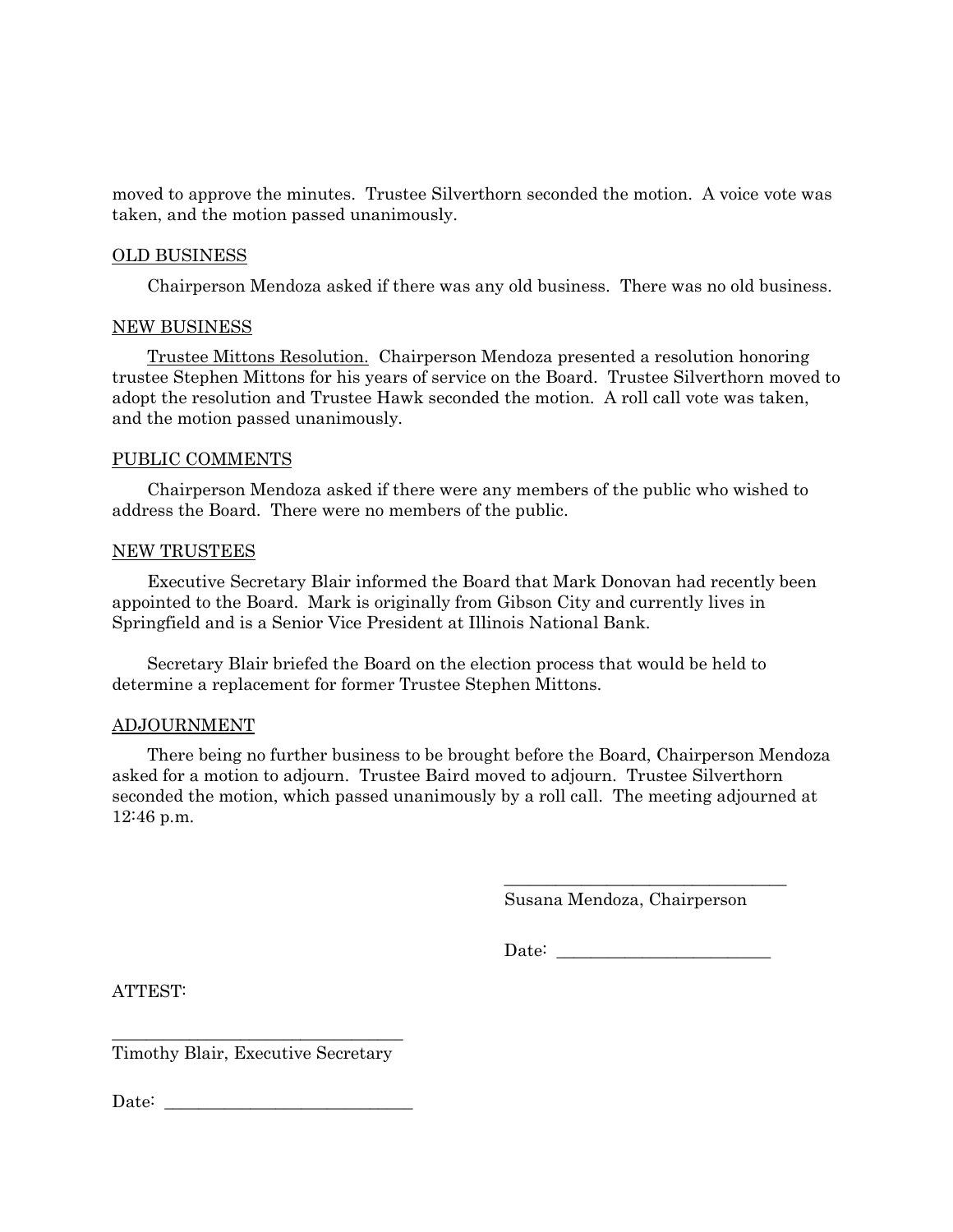moved to approve the minutes. Trustee Silverthorn seconded the motion. A voice vote was taken, and the motion passed unanimously.

## OLD BUSINESS

Chairperson Mendoza asked if there was any old business. There was no old business.

## NEW BUSINESS

Trustee Mittons Resolution. Chairperson Mendoza presented a resolution honoring trustee Stephen Mittons for his years of service on the Board. Trustee Silverthorn moved to adopt the resolution and Trustee Hawk seconded the motion. A roll call vote was taken, and the motion passed unanimously.

## PUBLIC COMMENTS

Chairperson Mendoza asked if there were any members of the public who wished to address the Board. There were no members of the public.

## NEW TRUSTEES

Executive Secretary Blair informed the Board that Mark Donovan had recently been appointed to the Board. Mark is originally from Gibson City and currently lives in Springfield and is a Senior Vice President at Illinois National Bank.

Secretary Blair briefed the Board on the election process that would be held to determine a replacement for former Trustee Stephen Mittons.

## ADJOURNMENT

There being no further business to be brought before the Board, Chairperson Mendoza asked for a motion to adjourn. Trustee Baird moved to adjourn. Trustee Silverthorn seconded the motion, which passed unanimously by a roll call. The meeting adjourned at 12:46 p.m.

\_\_\_\_\_\_\_\_\_\_\_\_\_\_\_\_\_\_\_\_\_\_\_\_\_\_\_\_\_\_\_\_\_\_
Susana Mendoza, Chairperson

Date: \_\_\_\_\_\_\_\_\_\_\_\_\_\_\_\_\_\_\_\_\_\_\_\_\_

ATTEST:

\_\_\_\_\_\_\_\_\_\_\_\_\_\_\_\_\_\_\_\_\_\_\_\_\_\_\_\_\_\_\_\_\_\_
Timothy Blair, Executive Secretary

Date: \_\_\_\_\_\_\_\_\_\_\_\_\_\_\_\_\_\_\_\_\_\_\_\_\_\_\_\_\_